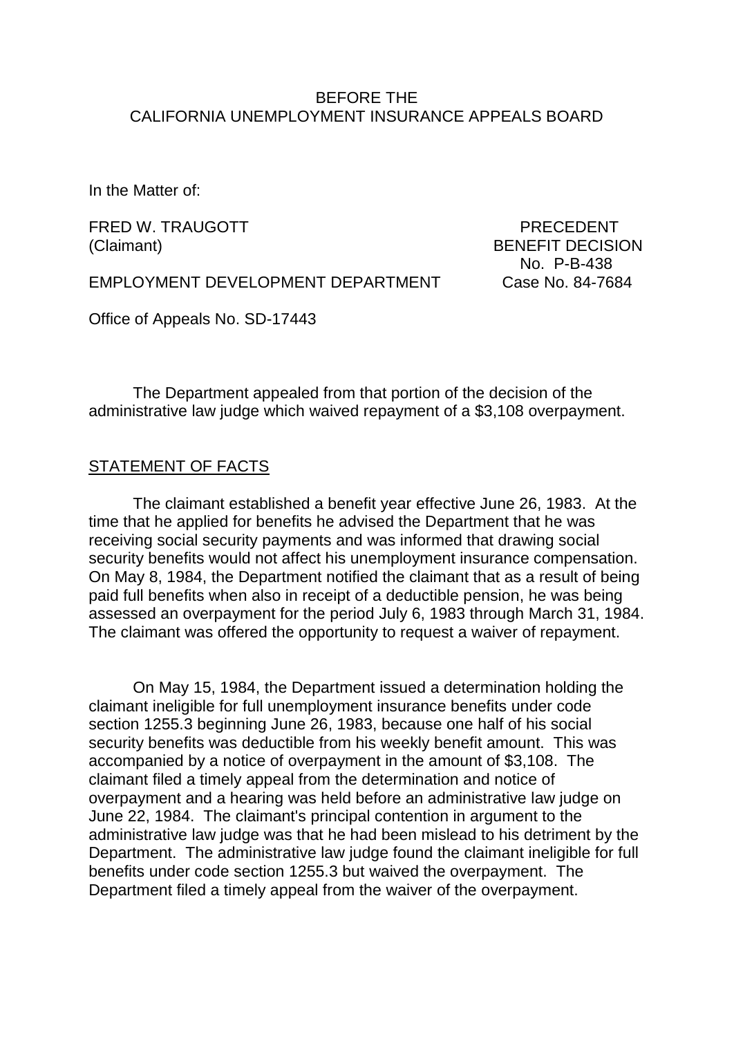BEFORE THE
CALIFORNIA UNEMPLOYMENT INSURANCE APPEALS BOARD

In the Matter of:

FRED W. TRAUGOTT
(Claimant)

EMPLOYMENT DEVELOPMENT DEPARTMENT

PRECEDENT
BENEFIT DECISION
No. P-B-438
Case No. 84-7684

Office of Appeals No. SD-17443

The Department appealed from that portion of the decision of the administrative law judge which waived repayment of a $3,108 overpayment.

## STATEMENT OF FACTS

The claimant established a benefit year effective June 26, 1983. At the time that he applied for benefits he advised the Department that he was receiving social security payments and was informed that drawing social security benefits would not affect his unemployment insurance compensation. On May 8, 1984, the Department notified the claimant that as a result of being paid full benefits when also in receipt of a deductible pension, he was being assessed an overpayment for the period July 6, 1983 through March 31, 1984. The claimant was offered the opportunity to request a waiver of repayment.

On May 15, 1984, the Department issued a determination holding the claimant ineligible for full unemployment insurance benefits under code section 1255.3 beginning June 26, 1983, because one half of his social security benefits was deductible from his weekly benefit amount. This was accompanied by a notice of overpayment in the amount of $3,108. The claimant filed a timely appeal from the determination and notice of overpayment and a hearing was held before an administrative law judge on June 22, 1984. The claimant's principal contention in argument to the administrative law judge was that he had been mislead to his detriment by the Department. The administrative law judge found the claimant ineligible for full benefits under code section 1255.3 but waived the overpayment. The Department filed a timely appeal from the waiver of the overpayment.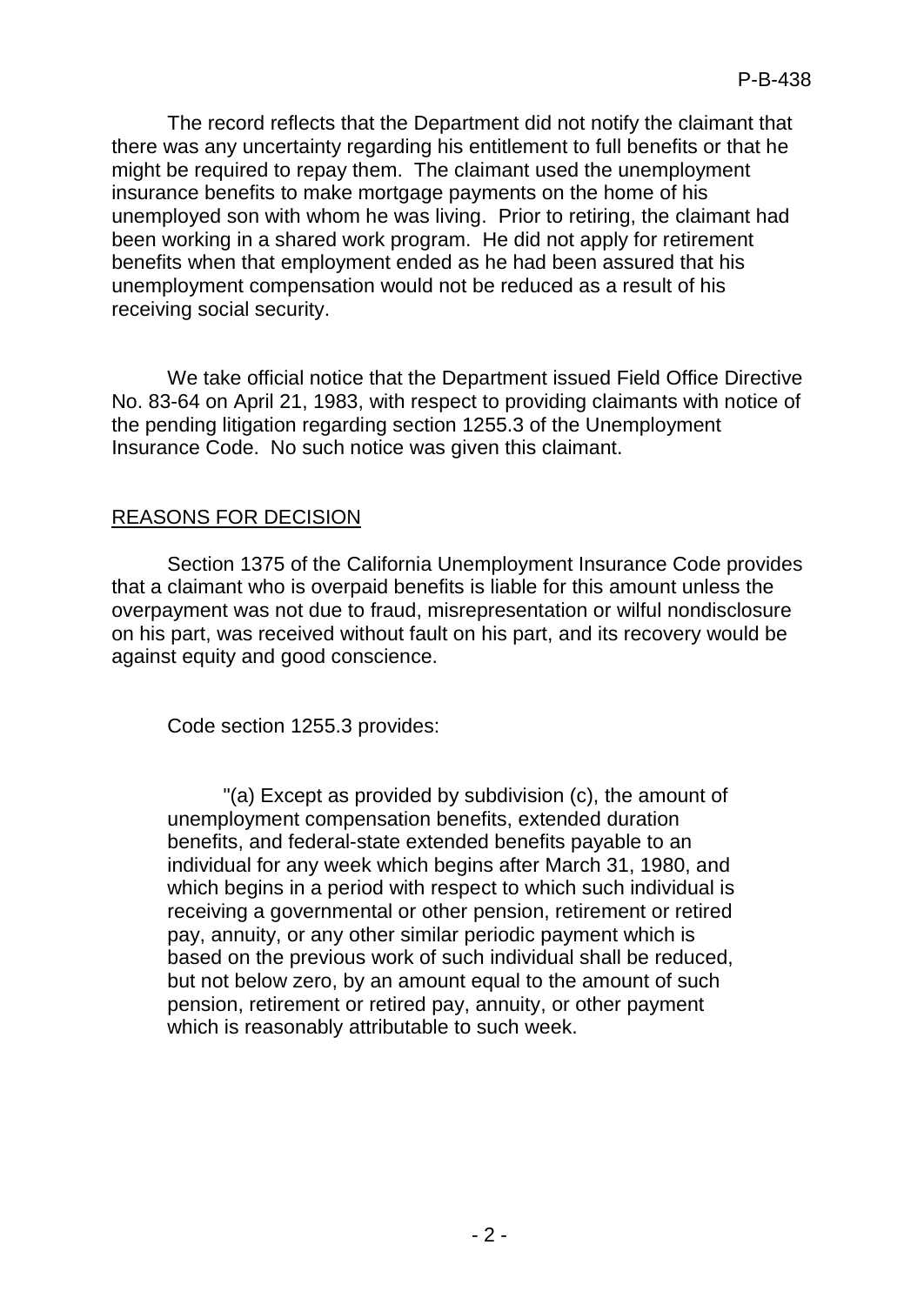The record reflects that the Department did not notify the claimant that there was any uncertainty regarding his entitlement to full benefits or that he might be required to repay them. The claimant used the unemployment insurance benefits to make mortgage payments on the home of his unemployed son with whom he was living. Prior to retiring, the claimant had been working in a shared work program. He did not apply for retirement benefits when that employment ended as he had been assured that his unemployment compensation would not be reduced as a result of his receiving social security.

We take official notice that the Department issued Field Office Directive No. 83-64 on April 21, 1983, with respect to providing claimants with notice of the pending litigation regarding section 1255.3 of the Unemployment Insurance Code. No such notice was given this claimant.

## REASONS FOR DECISION

Section 1375 of the California Unemployment Insurance Code provides that a claimant who is overpaid benefits is liable for this amount unless the overpayment was not due to fraud, misrepresentation or wilful nondisclosure on his part, was received without fault on his part, and its recovery would be against equity and good conscience.

Code section 1255.3 provides:

> "(a) Except as provided by subdivision (c), the amount of unemployment compensation benefits, extended duration benefits, and federal-state extended benefits payable to an individual for any week which begins after March 31, 1980, and which begins in a period with respect to which such individual is receiving a governmental or other pension, retirement or retired pay, annuity, or any other similar periodic payment which is based on the previous work of such individual shall be reduced, but not below zero, by an amount equal to the amount of such pension, retirement or retired pay, annuity, or other payment which is reasonably attributable to such week.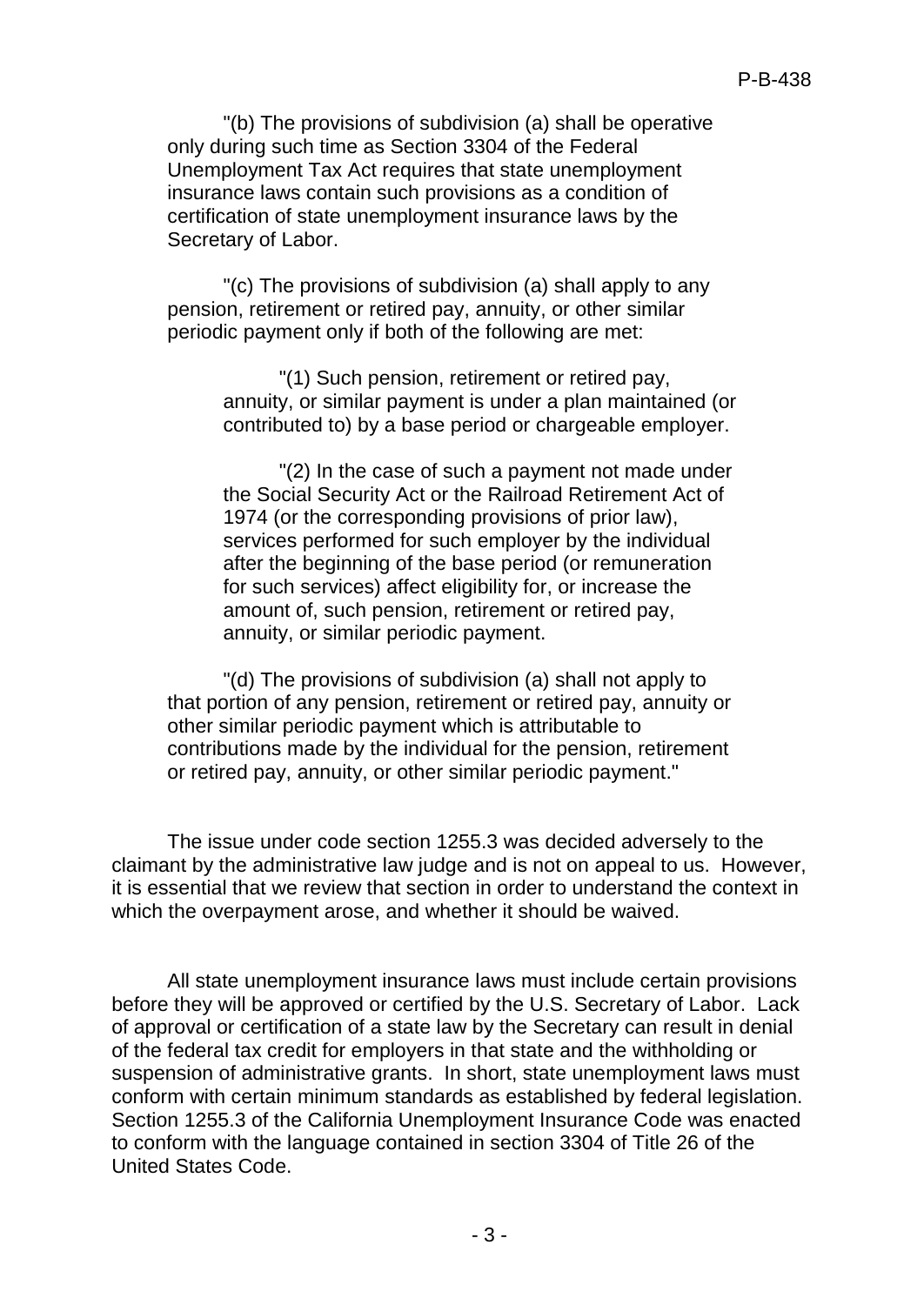"(b) The provisions of subdivision (a) shall be operative only during such time as Section 3304 of the Federal Unemployment Tax Act requires that state unemployment insurance laws contain such provisions as a condition of certification of state unemployment insurance laws by the Secretary of Labor.

"(c) The provisions of subdivision (a) shall apply to any pension, retirement or retired pay, annuity, or other similar periodic payment only if both of the following are met:

"(1) Such pension, retirement or retired pay, annuity, or similar payment is under a plan maintained (or contributed to) by a base period or chargeable employer.

"(2) In the case of such a payment not made under the Social Security Act or the Railroad Retirement Act of 1974 (or the corresponding provisions of prior law), services performed for such employer by the individual after the beginning of the base period (or remuneration for such services) affect eligibility for, or increase the amount of, such pension, retirement or retired pay, annuity, or similar periodic payment.

"(d) The provisions of subdivision (a) shall not apply to that portion of any pension, retirement or retired pay, annuity or other similar periodic payment which is attributable to contributions made by the individual for the pension, retirement or retired pay, annuity, or other similar periodic payment."

The issue under code section 1255.3 was decided adversely to the claimant by the administrative law judge and is not on appeal to us. However, it is essential that we review that section in order to understand the context in which the overpayment arose, and whether it should be waived.

All state unemployment insurance laws must include certain provisions before they will be approved or certified by the U.S. Secretary of Labor. Lack of approval or certification of a state law by the Secretary can result in denial of the federal tax credit for employers in that state and the withholding or suspension of administrative grants. In short, state unemployment laws must conform with certain minimum standards as established by federal legislation. Section 1255.3 of the California Unemployment Insurance Code was enacted to conform with the language contained in section 3304 of Title 26 of the United States Code.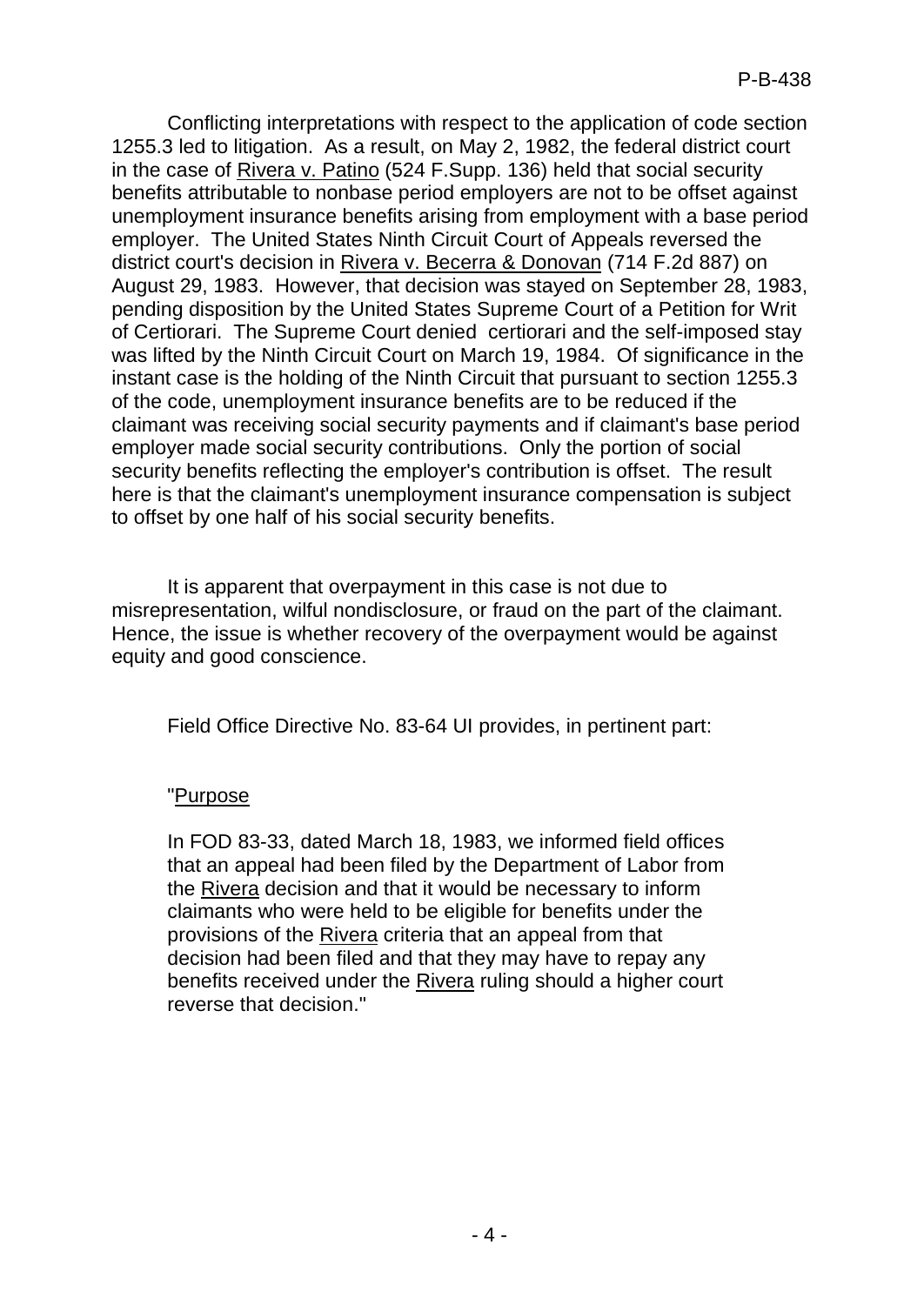Conflicting interpretations with respect to the application of code section 1255.3 led to litigation. As a result, on May 2, 1982, the federal district court in the case of Rivera v. Patino (524 F.Supp. 136) held that social security benefits attributable to nonbase period employers are not to be offset against unemployment insurance benefits arising from employment with a base period employer. The United States Ninth Circuit Court of Appeals reversed the district court's decision in Rivera v. Becerra & Donovan (714 F.2d 887) on August 29, 1983. However, that decision was stayed on September 28, 1983, pending disposition by the United States Supreme Court of a Petition for Writ of Certiorari. The Supreme Court denied certiorari and the self-imposed stay was lifted by the Ninth Circuit Court on March 19, 1984. Of significance in the instant case is the holding of the Ninth Circuit that pursuant to section 1255.3 of the code, unemployment insurance benefits are to be reduced if the claimant was receiving social security payments and if claimant's base period employer made social security contributions. Only the portion of social security benefits reflecting the employer's contribution is offset. The result here is that the claimant's unemployment insurance compensation is subject to offset by one half of his social security benefits.

It is apparent that overpayment in this case is not due to misrepresentation, wilful nondisclosure, or fraud on the part of the claimant. Hence, the issue is whether recovery of the overpayment would be against equity and good conscience.

Field Office Directive No. 83-64 UI provides, in pertinent part:

> "Purpose
>
> In FOD 83-33, dated March 18, 1983, we informed field offices that an appeal had been filed by the Department of Labor from the Rivera decision and that it would be necessary to inform claimants who were held to be eligible for benefits under the provisions of the Rivera criteria that an appeal from that decision had been filed and that they may have to repay any benefits received under the Rivera ruling should a higher court reverse that decision."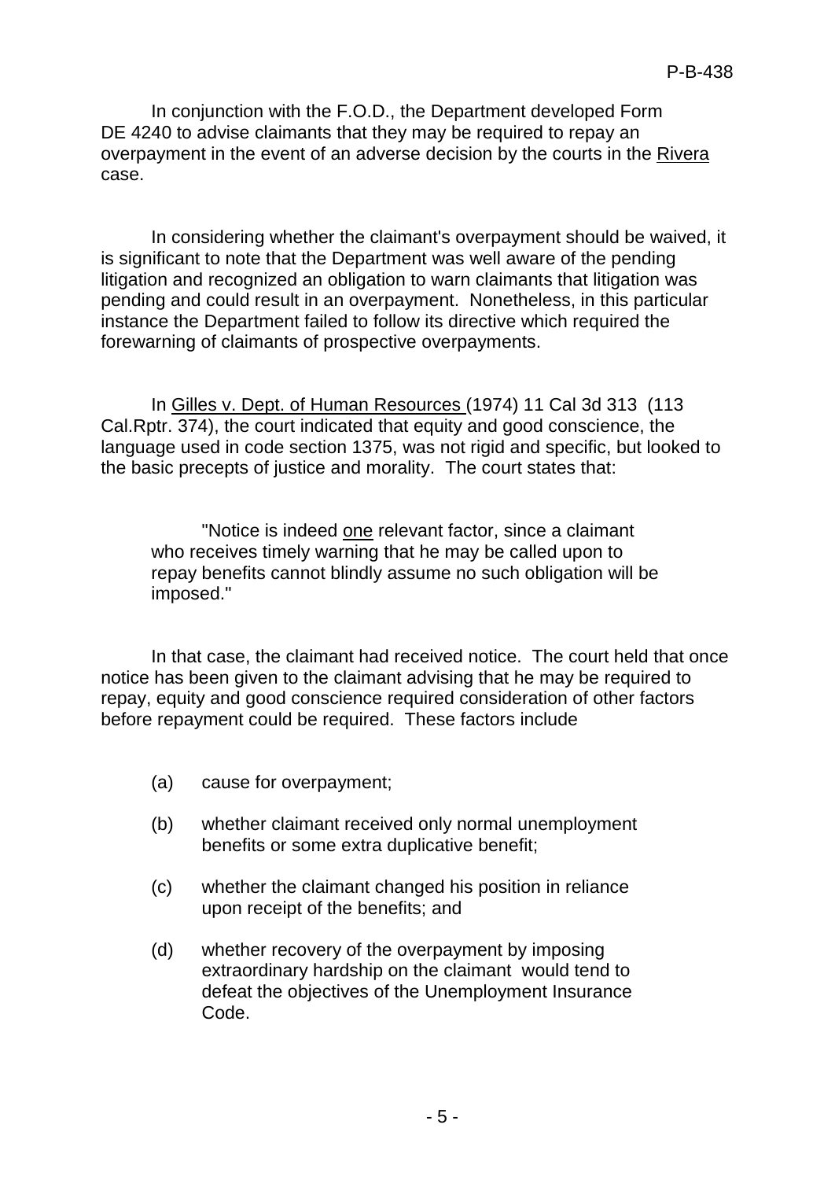In conjunction with the F.O.D., the Department developed Form DE 4240 to advise claimants that they may be required to repay an overpayment in the event of an adverse decision by the courts in the Rivera case.

In considering whether the claimant's overpayment should be waived, it is significant to note that the Department was well aware of the pending litigation and recognized an obligation to warn claimants that litigation was pending and could result in an overpayment. Nonetheless, in this particular instance the Department failed to follow its directive which required the forewarning of claimants of prospective overpayments.

In Gilles v. Dept. of Human Resources (1974) 11 Cal 3d 313 (113 Cal.Rptr. 374), the court indicated that equity and good conscience, the language used in code section 1375, was not rigid and specific, but looked to the basic precepts of justice and morality. The court states that:

> "Notice is indeed one relevant factor, since a claimant who receives timely warning that he may be called upon to repay benefits cannot blindly assume no such obligation will be imposed."

In that case, the claimant had received notice. The court held that once notice has been given to the claimant advising that he may be required to repay, equity and good conscience required consideration of other factors before repayment could be required. These factors include

- (a) cause for overpayment;
- (b) whether claimant received only normal unemployment benefits or some extra duplicative benefit;
- (c) whether the claimant changed his position in reliance upon receipt of the benefits; and
- (d) whether recovery of the overpayment by imposing extraordinary hardship on the claimant would tend to defeat the objectives of the Unemployment Insurance Code.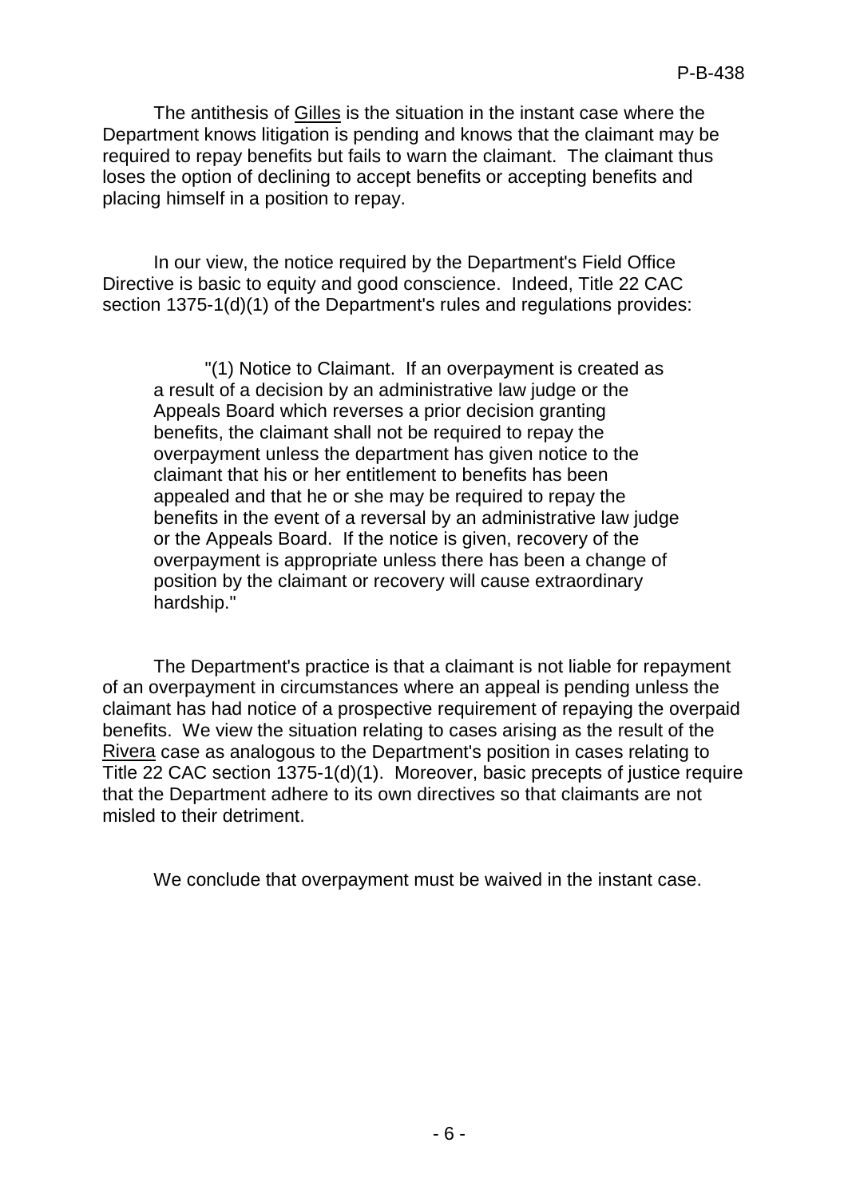The antithesis of Gilles is the situation in the instant case where the Department knows litigation is pending and knows that the claimant may be required to repay benefits but fails to warn the claimant. The claimant thus loses the option of declining to accept benefits or accepting benefits and placing himself in a position to repay.

In our view, the notice required by the Department's Field Office Directive is basic to equity and good conscience. Indeed, Title 22 CAC section 1375-1(d)(1) of the Department's rules and regulations provides:

> "(1) Notice to Claimant. If an overpayment is created as a result of a decision by an administrative law judge or the Appeals Board which reverses a prior decision granting benefits, the claimant shall not be required to repay the overpayment unless the department has given notice to the claimant that his or her entitlement to benefits has been appealed and that he or she may be required to repay the benefits in the event of a reversal by an administrative law judge or the Appeals Board. If the notice is given, recovery of the overpayment is appropriate unless there has been a change of position by the claimant or recovery will cause extraordinary hardship."

The Department's practice is that a claimant is not liable for repayment of an overpayment in circumstances where an appeal is pending unless the claimant has had notice of a prospective requirement of repaying the overpaid benefits. We view the situation relating to cases arising as the result of the Rivera case as analogous to the Department's position in cases relating to Title 22 CAC section 1375-1(d)(1). Moreover, basic precepts of justice require that the Department adhere to its own directives so that claimants are not misled to their detriment.

We conclude that overpayment must be waived in the instant case.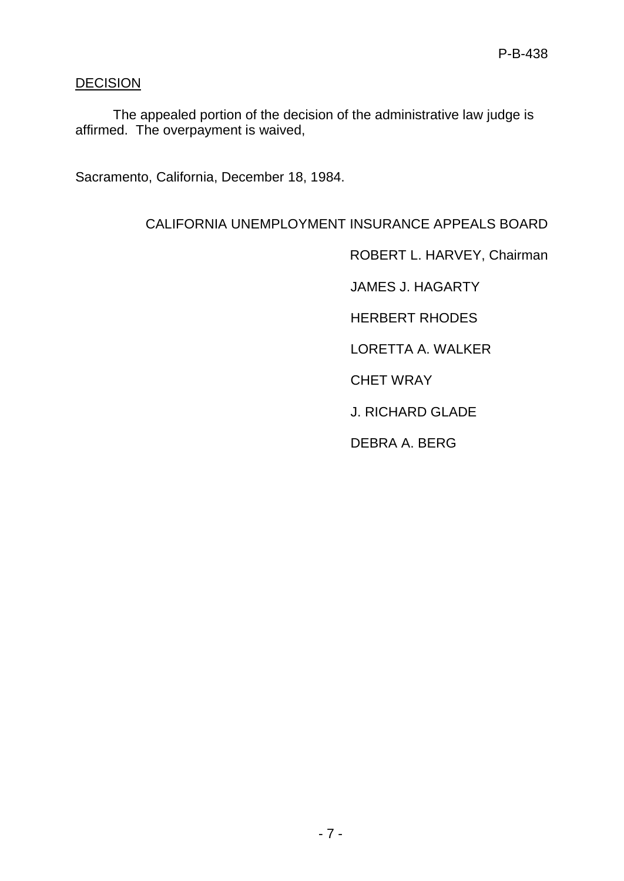DECISION

The appealed portion of the decision of the administrative law judge is affirmed. The overpayment is waived,

Sacramento, California, December 18, 1984.

CALIFORNIA UNEMPLOYMENT INSURANCE APPEALS BOARD

ROBERT L. HARVEY, Chairman

JAMES J. HAGARTY

HERBERT RHODES

LORETTA A. WALKER

CHET WRAY

J. RICHARD GLADE

DEBRA A. BERG